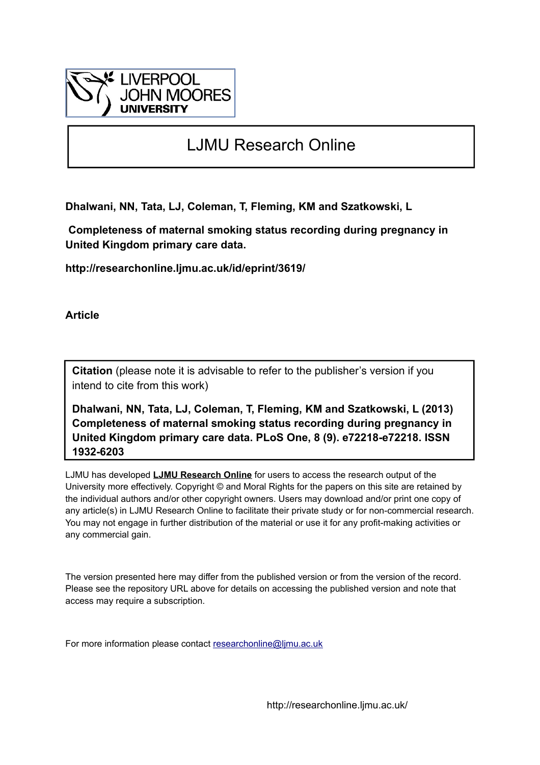LIVERPOOL JOHN MOORES UNIVERSITY

# LJMU Research Online

**Dhalwani, NN, Tata, LJ, Coleman, T, Fleming, KM and Szatkowski, L**

**Completeness of maternal smoking status recording during pregnancy in United Kingdom primary care data.**

**http://researchonline.ljmu.ac.uk/id/eprint/3619/**

**Article**

**Citation** (please note it is advisable to refer to the publisher's version if you intend to cite from this work)

**Dhalwani, NN, Tata, LJ, Coleman, T, Fleming, KM and Szatkowski, L (2013) Completeness of maternal smoking status recording during pregnancy in United Kingdom primary care data. PLoS One, 8 (9). e72218-e72218. ISSN 1932-6203**

LJMU has developed **LJMU Research Online** for users to access the research output of the University more effectively. Copyright © and Moral Rights for the papers on this site are retained by the individual authors and/or other copyright owners. Users may download and/or print one copy of any article(s) in LJMU Research Online to facilitate their private study or for non-commercial research. You may not engage in further distribution of the material or use it for any profit-making activities or any commercial gain.

The version presented here may differ from the published version or from the version of the record. Please see the repository URL above for details on accessing the published version and note that access may require a subscription.

For more information please contact researchonline@ljmu.ac.uk

http://researchonline.ljmu.ac.uk/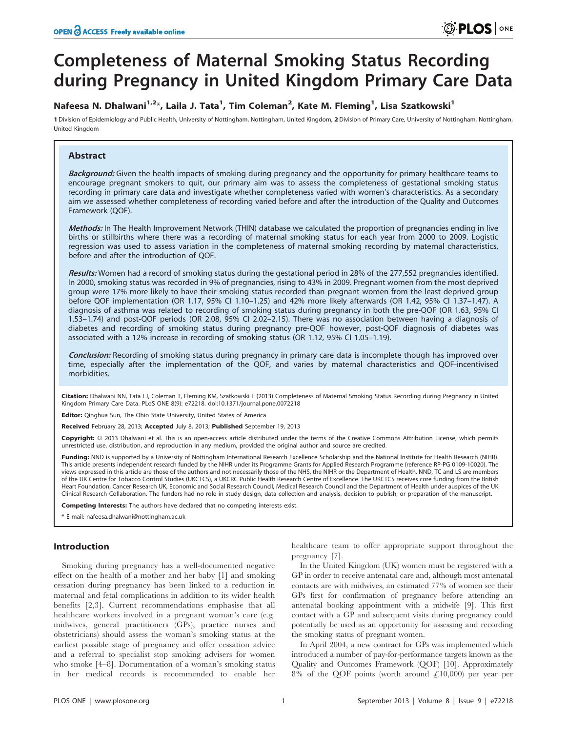# Completeness of Maternal Smoking Status Recording during Pregnancy in United Kingdom Primary Care Data

**Nafeesa N. Dhalwani[1,2]*, Laila J. Tata[1], Tim Coleman[2], Kate M. Fleming[1], Lisa Szatkowski[1]**

**1** Division of Epidemiology and Public Health, University of Nottingham, Nottingham, United Kingdom, **2** Division of Primary Care, University of Nottingham, Nottingham, United Kingdom

## Abstract

***Background:*** Given the health impacts of smoking during pregnancy and the opportunity for primary healthcare teams to encourage pregnant smokers to quit, our primary aim was to assess the completeness of gestational smoking status recording in primary care data and investigate whether completeness varied with women's characteristics. As a secondary aim we assessed whether completeness of recording varied before and after the introduction of the Quality and Outcomes Framework (QOF).

***Methods:*** In The Health Improvement Network (THIN) database we calculated the proportion of pregnancies ending in live births or stillbirths where there was a recording of maternal smoking status for each year from 2000 to 2009. Logistic regression was used to assess variation in the completeness of maternal smoking recording by maternal characteristics, before and after the introduction of QOF.

***Results:*** Women had a record of smoking status during the gestational period in 28% of the 277,552 pregnancies identified. In 2000, smoking status was recorded in 9% of pregnancies, rising to 43% in 2009. Pregnant women from the most deprived group were 17% more likely to have their smoking status recorded than pregnant women from the least deprived group before QOF implementation (OR 1.17, 95% CI 1.10–1.25) and 42% more likely afterwards (OR 1.42, 95% CI 1.37–1.47). A diagnosis of asthma was related to recording of smoking status during pregnancy in both the pre-QOF (OR 1.63, 95% CI 1.53–1.74) and post-QOF periods (OR 2.08, 95% CI 2.02–2.15). There was no association between having a diagnosis of diabetes and recording of smoking status during pregnancy pre-QOF however, post-QOF diagnosis of diabetes was associated with a 12% increase in recording of smoking status (OR 1.12, 95% CI 1.05–1.19).

***Conclusion:*** Recording of smoking status during pregnancy in primary care data is incomplete though has improved over time, especially after the implementation of the QOF, and varies by maternal characteristics and QOF-incentivised morbidities.

**Citation:** Dhalwani NN, Tata LJ, Coleman T, Fleming KM, Szatkowski L (2013) Completeness of Maternal Smoking Status Recording during Pregnancy in United Kingdom Primary Care Data. PLoS ONE 8(9): e72218. doi:10.1371/journal.pone.0072218

**Editor:** Qinghua Sun, The Ohio State University, United States of America

**Received** February 28, 2013; **Accepted** July 8, 2013; **Published** September 19, 2013

**Copyright:** © 2013 Dhalwani et al. This is an open-access article distributed under the terms of the Creative Commons Attribution License, which permits unrestricted use, distribution, and reproduction in any medium, provided the original author and source are credited.

**Funding:** NND is supported by a University of Nottingham International Research Excellence Scholarship and the National Institute for Health Research (NIHR). This article presents independent research funded by the NIHR under its Programme Grants for Applied Research Programme (reference RP-PG 0109-10020). The views expressed in this article are those of the authors and not necessarily those of the NHS, the NIHR or the Department of Health. NND, TC and LS are members of the UK Centre for Tobacco Control Studies (UKCTCS), a UKCRC Public Health Research Centre of Excellence. The UKCTCS receives core funding from the British Heart Foundation, Cancer Research UK, Economic and Social Research Council, Medical Research Council and the Department of Health under auspices of the UK Clinical Research Collaboration. The funders had no role in study design, data collection and analysis, decision to publish, or preparation of the manuscript.

**Competing Interests:** The authors have declared that no competing interests exist.

* E-mail: nafeesa.dhalwani@nottingham.ac.uk

## Introduction

Smoking during pregnancy has a well-documented negative effect on the health of a mother and her baby [1] and smoking cessation during pregnancy has been linked to a reduction in maternal and fetal complications in addition to its wider health benefits [2,3]. Current recommendations emphasise that all healthcare workers involved in a pregnant woman's care (e.g. midwives, general practitioners (GPs), practice nurses and obstetricians) should assess the woman's smoking status at the earliest possible stage of pregnancy and offer cessation advice and a referral to specialist stop smoking advisers for women who smoke [4–8]. Documentation of a woman's smoking status in her medical records is recommended to enable her healthcare team to offer appropriate support throughout the pregnancy [7].

In the United Kingdom (UK) women must be registered with a GP in order to receive antenatal care and, although most antenatal contacts are with midwives, an estimated 77% of women see their GPs first for confirmation of pregnancy before attending an antenatal booking appointment with a midwife [9]. This first contact with a GP and subsequent visits during pregnancy could potentially be used as an opportunity for assessing and recording the smoking status of pregnant women.

In April 2004, a new contract for GPs was implemented which introduced a number of pay-for-performance targets known as the Quality and Outcomes Framework (QOF) [10]. Approximately 8% of the QOF points (worth around £10,000) per year per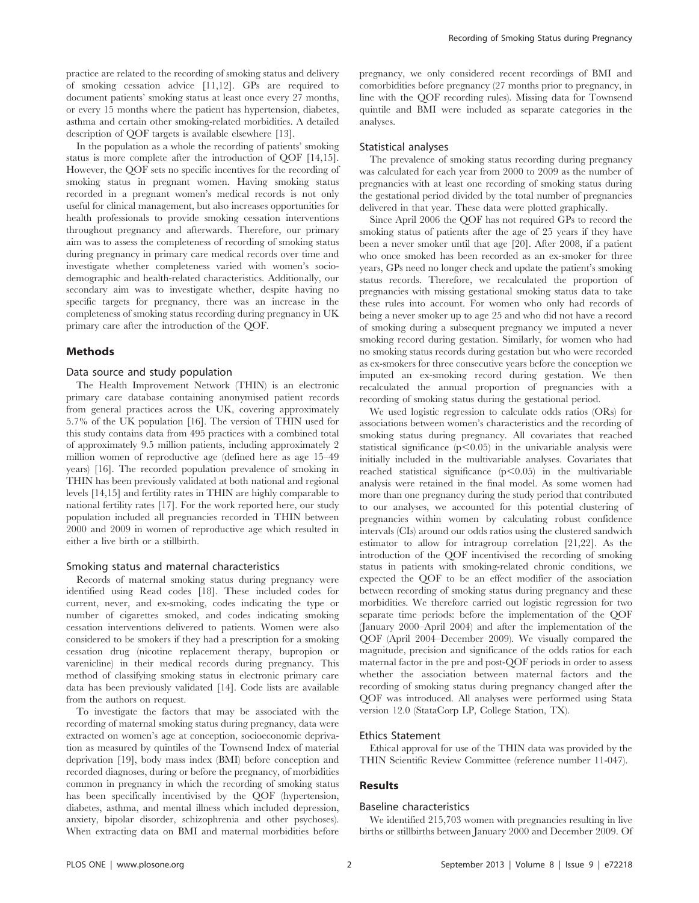practice are related to the recording of smoking status and delivery of smoking cessation advice [11,12]. GPs are required to document patients' smoking status at least once every 27 months, or every 15 months where the patient has hypertension, diabetes, asthma and certain other smoking-related morbidities. A detailed description of QOF targets is available elsewhere [13].

In the population as a whole the recording of patients' smoking status is more complete after the introduction of QOF [14,15]. However, the QOF sets no specific incentives for the recording of smoking status in pregnant women. Having smoking status recorded in a pregnant women's medical records is not only useful for clinical management, but also increases opportunities for health professionals to provide smoking cessation interventions throughout pregnancy and afterwards. Therefore, our primary aim was to assess the completeness of recording of smoking status during pregnancy in primary care medical records over time and investigate whether completeness varied with women's sociodemographic and health-related characteristics. Additionally, our secondary aim was to investigate whether, despite having no specific targets for pregnancy, there was an increase in the completeness of smoking status recording during pregnancy in UK primary care after the introduction of the QOF.

## Methods

### Data source and study population

The Health Improvement Network (THIN) is an electronic primary care database containing anonymised patient records from general practices across the UK, covering approximately 5.7% of the UK population [16]. The version of THIN used for this study contains data from 495 practices with a combined total of approximately 9.5 million patients, including approximately 2 million women of reproductive age (defined here as age 15–49 years) [16]. The recorded population prevalence of smoking in THIN has been previously validated at both national and regional levels [14,15] and fertility rates in THIN are highly comparable to national fertility rates [17]. For the work reported here, our study population included all pregnancies recorded in THIN between 2000 and 2009 in women of reproductive age which resulted in either a live birth or a stillbirth.

### Smoking status and maternal characteristics

Records of maternal smoking status during pregnancy were identified using Read codes [18]. These included codes for current, never, and ex-smoking, codes indicating the type or number of cigarettes smoked, and codes indicating smoking cessation interventions delivered to patients. Women were also considered to be smokers if they had a prescription for a smoking cessation drug (nicotine replacement therapy, bupropion or varenicline) in their medical records during pregnancy. This method of classifying smoking status in electronic primary care data has been previously validated [14]. Code lists are available from the authors on request.

To investigate the factors that may be associated with the recording of maternal smoking status during pregnancy, data were extracted on women's age at conception, socioeconomic deprivation as measured by quintiles of the Townsend Index of material deprivation [19], body mass index (BMI) before conception and recorded diagnoses, during or before the pregnancy, of morbidities common in pregnancy in which the recording of smoking status has been specifically incentivised by the QOF (hypertension, diabetes, asthma, and mental illness which included depression, anxiety, bipolar disorder, schizophrenia and other psychoses). When extracting data on BMI and maternal morbidities before pregnancy, we only considered recent recordings of BMI and comorbidities before pregnancy (27 months prior to pregnancy, in line with the QOF recording rules). Missing data for Townsend quintile and BMI were included as separate categories in the analyses.

### Statistical analyses

The prevalence of smoking status recording during pregnancy was calculated for each year from 2000 to 2009 as the number of pregnancies with at least one recording of smoking status during the gestational period divided by the total number of pregnancies delivered in that year. These data were plotted graphically.

Since April 2006 the QOF has not required GPs to record the smoking status of patients after the age of 25 years if they have been a never smoker until that age [20]. After 2008, if a patient who once smoked has been recorded as an ex-smoker for three years, GPs need no longer check and update the patient's smoking status records. Therefore, we recalculated the proportion of pregnancies with missing gestational smoking status data to take these rules into account. For women who only had records of being a never smoker up to age 25 and who did not have a record of smoking during a subsequent pregnancy we imputed a never smoking record during gestation. Similarly, for women who had no smoking status records during gestation but who were recorded as ex-smokers for three consecutive years before the conception we imputed an ex-smoking record during gestation. We then recalculated the annual proportion of pregnancies with a recording of smoking status during the gestational period.

We used logistic regression to calculate odds ratios (ORs) for associations between women's characteristics and the recording of smoking status during pregnancy. All covariates that reached statistical significance ($p<0.05$) in the univariable analysis were initially included in the multivariable analyses. Covariates that reached statistical significance ($p<0.05$) in the multivariable analysis were retained in the final model. As some women had more than one pregnancy during the study period that contributed to our analyses, we accounted for this potential clustering of pregnancies within women by calculating robust confidence intervals (CIs) around our odds ratios using the clustered sandwich estimator to allow for intragroup correlation [21,22]. As the introduction of the QOF incentivised the recording of smoking status in patients with smoking-related chronic conditions, we expected the QOF to be an effect modifier of the association between recording of smoking status during pregnancy and these morbidities. We therefore carried out logistic regression for two separate time periods: before the implementation of the QOF (January 2000–April 2004) and after the implementation of the QOF (April 2004–December 2009). We visually compared the magnitude, precision and significance of the odds ratios for each maternal factor in the pre and post-QOF periods in order to assess whether the association between maternal factors and the recording of smoking status during pregnancy changed after the QOF was introduced. All analyses were performed using Stata version 12.0 (StataCorp LP, College Station, TX).

### Ethics Statement

Ethical approval for use of the THIN data was provided by the THIN Scientific Review Committee (reference number 11-047).

## Results

### Baseline characteristics

We identified 215,703 women with pregnancies resulting in live births or stillbirths between January 2000 and December 2009. Of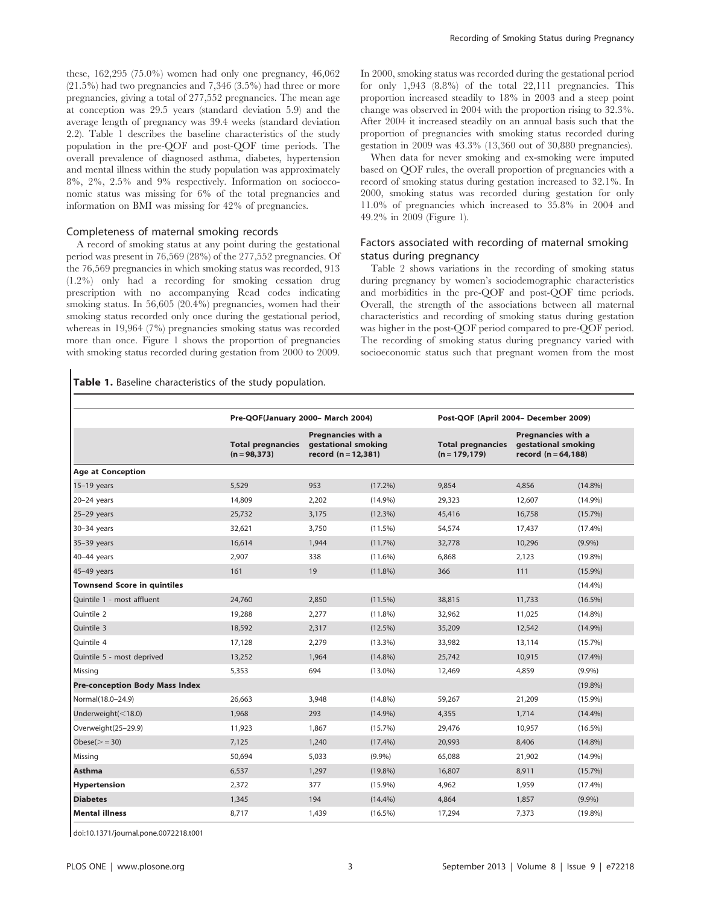these, 162,295 (75.0%) women had only one pregnancy, 46,062 (21.5%) had two pregnancies and 7,346 (3.5%) had three or more pregnancies, giving a total of 277,552 pregnancies. The mean age at conception was 29.5 years (standard deviation 5.9) and the average length of pregnancy was 39.4 weeks (standard deviation 2.2). Table 1 describes the baseline characteristics of the study population in the pre-QOF and post-QOF time periods. The overall prevalence of diagnosed asthma, diabetes, hypertension and mental illness within the study population was approximately 8%, 2%, 2.5% and 9% respectively. Information on socioeconomic status was missing for 6% of the total pregnancies and information on BMI was missing for 42% of pregnancies.

## Completeness of maternal smoking records

A record of smoking status at any point during the gestational period was present in 76,569 (28%) of the 277,552 pregnancies. Of the 76,569 pregnancies in which smoking status was recorded, 913 (1.2%) only had a recording for smoking cessation drug prescription with no accompanying Read codes indicating smoking status. In 56,605 (20.4%) pregnancies, women had their smoking status recorded only once during the gestational period, whereas in 19,964 (7%) pregnancies smoking status was recorded more than once. Figure 1 shows the proportion of pregnancies with smoking status recorded during gestation from 2000 to 2009.

In 2000, smoking status was recorded during the gestational period for only 1,943 (8.8%) of the total 22,111 pregnancies. This proportion increased steadily to 18% in 2003 and a steep point change was observed in 2004 with the proportion rising to 32.3%. After 2004 it increased steadily on an annual basis such that the proportion of pregnancies with smoking status recorded during gestation in 2009 was 43.3% (13,360 out of 30,880 pregnancies).

When data for never smoking and ex-smoking were imputed based on QOF rules, the overall proportion of pregnancies with a record of smoking status during gestation increased to 32.1%. In 2000, smoking status was recorded during gestation for only 11.0% of pregnancies which increased to 35.8% in 2004 and 49.2% in 2009 (Figure 1).

## Factors associated with recording of maternal smoking status during pregnancy

Table 2 shows variations in the recording of smoking status during pregnancy by women's sociodemographic characteristics and morbidities in the pre-QOF and post-QOF time periods. Overall, the strength of the associations between all maternal characteristics and recording of smoking status during gestation was higher in the post-QOF period compared to pre-QOF period. The recording of smoking status during pregnancy varied with socioeconomic status such that pregnant women from the most

**Table 1.** Baseline characteristics of the study population.

| | Pre-QOF(January 2000– March 2004) | | | Post-QOF (April 2004– December 2009) | | |
|---|---|---|---|---|---|---|
| | Total pregnancies (n = 98,373) | Pregnancies with a gestational smoking record (n = 12,381) | | Total pregnancies (n = 179,179) | Pregnancies with a gestational smoking record (n = 64,188) | |
| **Age at Conception** | | | | | | |
| 15–19 years | 5,529 | 953 | (17.2%) | 9,854 | 4,856 | (14.8%) |
| 20–24 years | 14,809 | 2,202 | (14.9%) | 29,323 | 12,607 | (14.9%) |
| 25–29 years | 25,732 | 3,175 | (12.3%) | 45,416 | 16,758 | (15.7%) |
| 30–34 years | 32,621 | 3,750 | (11.5%) | 54,574 | 17,437 | (17.4%) |
| 35–39 years | 16,614 | 1,944 | (11.7%) | 32,778 | 10,296 | (9.9%) |
| 40–44 years | 2,907 | 338 | (11.6%) | 6,868 | 2,123 | (19.8%) |
| 45–49 years | 161 | 19 | (11.8%) | 366 | 111 | (15.9%) |
| **Townsend Score in quintiles** | | | | | | (14.4%) |
| Quintile 1 - most affluent | 24,760 | 2,850 | (11.5%) | 38,815 | 11,733 | (16.5%) |
| Quintile 2 | 19,288 | 2,277 | (11.8%) | 32,962 | 11,025 | (14.8%) |
| Quintile 3 | 18,592 | 2,317 | (12.5%) | 35,209 | 12,542 | (14.9%) |
| Quintile 4 | 17,128 | 2,279 | (13.3%) | 33,982 | 13,114 | (15.7%) |
| Quintile 5 - most deprived | 13,252 | 1,964 | (14.8%) | 25,742 | 10,915 | (17.4%) |
| Missing | 5,353 | 694 | (13.0%) | 12,469 | 4,859 | (9.9%) |
| **Pre-conception Body Mass Index** | | | | | | (19.8%) |
| Normal(18.0–24.9) | 26,663 | 3,948 | (14.8%) | 59,267 | 21,209 | (15.9%) |
| Underweight(<18.0) | 1,968 | 293 | (14.9%) | 4,355 | 1,714 | (14.4%) |
| Overweight(25–29.9) | 11,923 | 1,867 | (15.7%) | 29,476 | 10,957 | (16.5%) |
| Obese(>= 30) | 7,125 | 1,240 | (17.4%) | 20,993 | 8,406 | (14.8%) |
| Missing | 50,694 | 5,033 | (9.9%) | 65,088 | 21,902 | (14.9%) |
| **Asthma** | 6,537 | 1,297 | (19.8%) | 16,807 | 8,911 | (15.7%) |
| **Hypertension** | 2,372 | 377 | (15.9%) | 4,962 | 1,959 | (17.4%) |
| **Diabetes** | 1,345 | 194 | (14.4%) | 4,864 | 1,857 | (9.9%) |
| **Mental illness** | 8,717 | 1,439 | (16.5%) | 17,294 | 7,373 | (19.8%) |

doi:10.1371/journal.pone.0072218.t001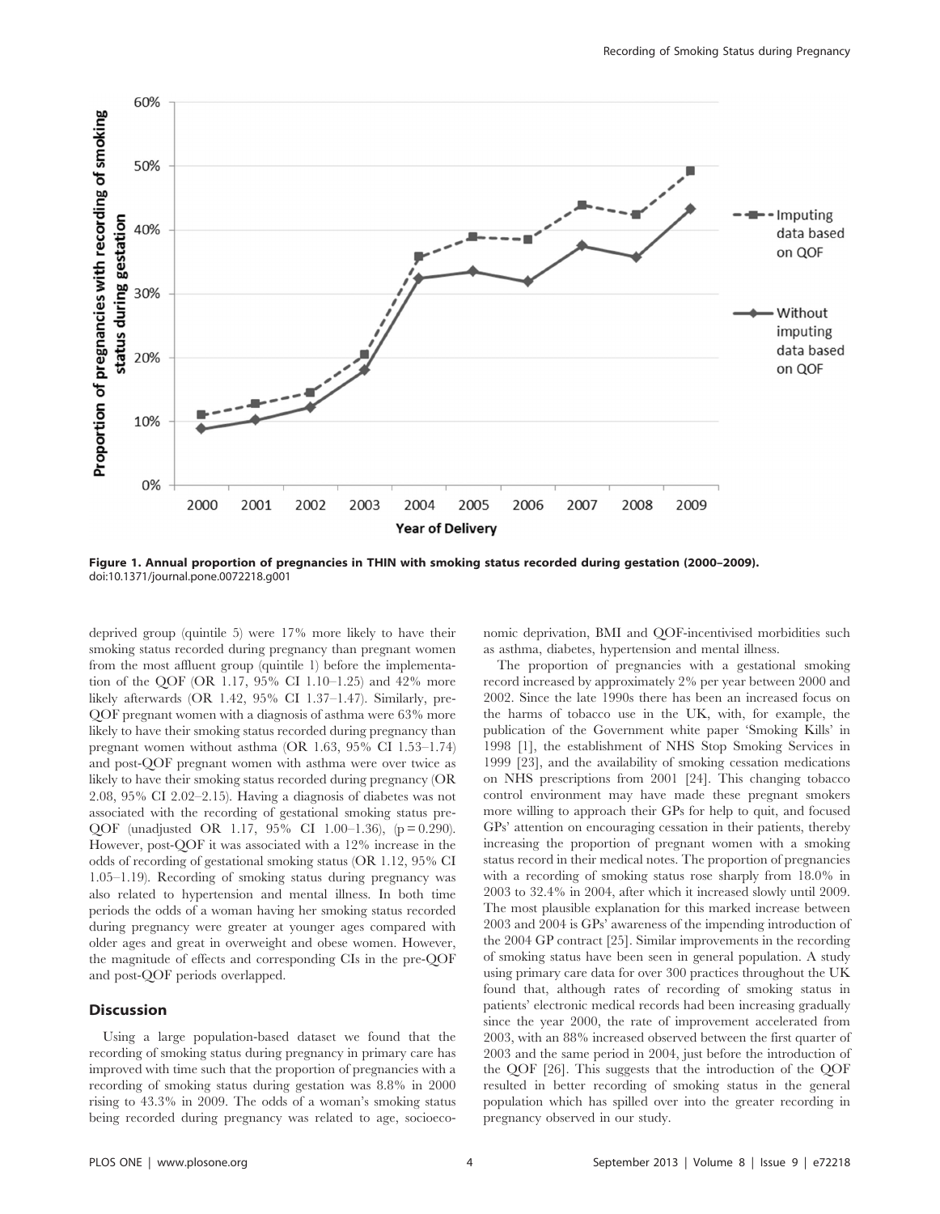Figure 1. Annual proportion of pregnancies in THIN with smoking status recorded during gestation (2000–2009).
doi:10.1371/journal.pone.0072218.g001

deprived group (quintile 5) were 17% more likely to have their smoking status recorded during pregnancy than pregnant women from the most affluent group (quintile 1) before the implementation of the QOF (OR 1.17, 95% CI 1.10–1.25) and 42% more likely afterwards (OR 1.42, 95% CI 1.37–1.47). Similarly, pre-QOF pregnant women with a diagnosis of asthma were 63% more likely to have their smoking status recorded during pregnancy than pregnant women without asthma (OR 1.63, 95% CI 1.53–1.74) and post-QOF pregnant women with asthma were over twice as likely to have their smoking status recorded during pregnancy (OR 2.08, 95% CI 2.02–2.15). Having a diagnosis of diabetes was not associated with the recording of gestational smoking status pre-QOF (unadjusted OR 1.17, 95% CI 1.00–1.36), ($p = 0.290$). However, post-QOF it was associated with a 12% increase in the odds of recording of gestational smoking status (OR 1.12, 95% CI 1.05–1.19). Recording of smoking status during pregnancy was also related to hypertension and mental illness. In both time periods the odds of a woman having her smoking status recorded during pregnancy were greater at younger ages compared with older ages and great in overweight and obese women. However, the magnitude of effects and corresponding CIs in the pre-QOF and post-QOF periods overlapped.

## Discussion

Using a large population-based dataset we found that the recording of smoking status during pregnancy in primary care has improved with time such that the proportion of pregnancies with a recording of smoking status during gestation was 8.8% in 2000 rising to 43.3% in 2009. The odds of a woman's smoking status being recorded during pregnancy was related to age, socioeconomic deprivation, BMI and QOF-incentivised morbidities such as asthma, diabetes, hypertension and mental illness.

The proportion of pregnancies with a gestational smoking record increased by approximately 2% per year between 2000 and 2002. Since the late 1990s there has been an increased focus on the harms of tobacco use in the UK, with, for example, the publication of the Government white paper 'Smoking Kills' in 1998 [1], the establishment of NHS Stop Smoking Services in 1999 [23], and the availability of smoking cessation medications on NHS prescriptions from 2001 [24]. This changing tobacco control environment may have made these pregnant smokers more willing to approach their GPs for help to quit, and focused GPs' attention on encouraging cessation in their patients, thereby increasing the proportion of pregnant women with a smoking status record in their medical notes. The proportion of pregnancies with a recording of smoking status rose sharply from 18.0% in 2003 to 32.4% in 2004, after which it increased slowly until 2009. The most plausible explanation for this marked increase between 2003 and 2004 is GPs' awareness of the impending introduction of the 2004 GP contract [25]. Similar improvements in the recording of smoking status have been seen in general population. A study using primary care data for over 300 practices throughout the UK found that, although rates of recording of smoking status in patients' electronic medical records had been increasing gradually since the year 2000, the rate of improvement accelerated from 2003, with an 88% increased observed between the first quarter of 2003 and the same period in 2004, just before the introduction of the QOF [26]. This suggests that the introduction of the QOF resulted in better recording of smoking status in the general population which has spilled over into the greater recording in pregnancy observed in our study.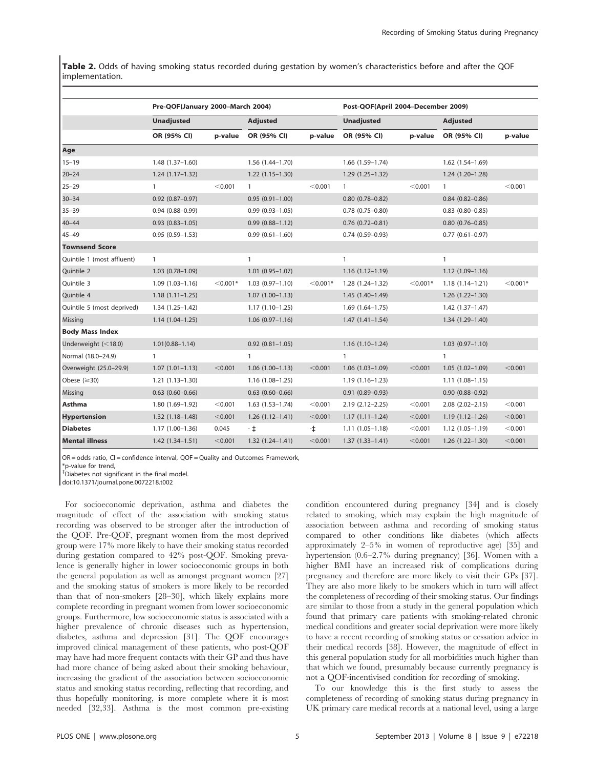**Table 2.** Odds of having smoking status recorded during gestation by women's characteristics before and after the QOF implementation.

| | Pre-QOF(January 2000–March 2004) | | | | Post-QOF(April 2004–December 2009) | | | |
|---|---|---|---|---|---|---|---|---|
| | Unadjusted | | Adjusted | | Unadjusted | | Adjusted | |
| | OR (95% CI) | p-value | OR (95% CI) | p-value | OR (95% CI) | p-value | OR (95% CI) | p-value |
| **Age** | | | | | | | | |
| 15–19 | 1.48 (1.37–1.60) | | 1.56 (1.44–1.70) | | 1.66 (1.59–1.74) | | 1.62 (1.54–1.69) | |
| 20–24 | 1.24 (1.17–1.32) | | 1.22 (1.15–1.30) | | 1.29 (1.25–1.32) | | 1.24 (1.20–1.28) | |
| 25–29 | 1 | <0.001 | 1 | <0.001 | 1 | <0.001 | 1 | <0.001 |
| 30–34 | 0.92 (0.87–0.97) | | 0.95 (0.91–1.00) | | 0.80 (0.78–0.82) | | 0.84 (0.82–0.86) | |
| 35–39 | 0.94 (0.88–0.99) | | 0.99 (0.93–1.05) | | 0.78 (0.75–0.80) | | 0.83 (0.80–0.85) | |
| 40–44 | 0.93 (0.83–1.05) | | 0.99 (0.88–1.12) | | 0.76 (0.72–0.81) | | 0.80 (0.76–0.85) | |
| 45–49 | 0.95 (0.59–1.53) | | 0.99 (0.61–1.60) | | 0.74 (0.59–0.93) | | 0.77 (0.61–0.97) | |
| **Townsend Score** | | | | | | | | |
| Quintile 1 (most affluent) | 1 | | 1 | | 1 | | 1 | |
| Quintile 2 | 1.03 (0.78–1.09) | | 1.01 (0.95–1.07) | | 1.16 (1.12–1.19) | | 1.12 (1.09–1.16) | |
| Quintile 3 | 1.09 (1.03–1.16) | <0.001* | 1.03 (0.97–1.10) | <0.001* | 1.28 (1.24–1.32) | <0.001* | 1.18 (1.14–1.21) | <0.001* |
| Quintile 4 | 1.18 (1.11–1.25) | | 1.07 (1.00–1.13) | | 1.45 (1.40–1.49) | | 1.26 (1.22–1.30) | |
| Quintile 5 (most deprived) | 1.34 (1.25–1.42) | | 1.17 (1.10–1.25) | | 1.69 (1.64–1.75) | | 1.42 (1.37–1.47) | |
| Missing | 1.14 (1.04–1.25) | | 1.06 (0.97–1.16) | | 1.47 (1.41–1.54) | | 1.34 (1.29–1.40) | |
| **Body Mass Index** | | | | | | | | |
| Underweight (<18.0) | 1.01(0.88–1.14) | | 0.92 (0.81–1.05) | | 1.16 (1.10–1.24) | | 1.03 (0.97–1.10) | |
| Normal (18.0–24.9) | 1 | | 1 | | 1 | | 1 | |
| Overweight (25.0–29.9) | 1.07 (1.01–1.13) | <0.001 | 1.06 (1.00–1.13) | <0.001 | 1.06 (1.03–1.09) | <0.001 | 1.05 (1.02–1.09) | <0.001 |
| Obese (≥30) | 1.21 (1.13–1.30) | | 1.16 (1.08–1.25) | | 1.19 (1.16–1.23) | | 1.11 (1.08–1.15) | |
| Missing | 0.63 (0.60–0.66) | | 0.63 (0.60–0.66) | | 0.91 (0.89–0.93) | | 0.90 (0.88–0.92) | |
| **Asthma** | 1.80 (1.69–1.92) | <0.001 | 1.63 (1.53–1.74) | <0.001 | 2.19 (2.12–2.25) | <0.001 | 2.08 (2.02–2.15) | <0.001 |
| **Hypertension** | 1.32 (1.18–1.48) | <0.001 | 1.26 (1.12–1.41) | <0.001 | 1.17 (1.11–1.24) | <0.001 | 1.19 (1.12–1.26) | <0.001 |
| **Diabetes** | 1.17 (1.00–1.36) | 0.045 | - ‡ | -‡ | 1.11 (1.05–1.18) | <0.001 | 1.12 (1.05–1.19) | <0.001 |
| **Mental illness** | 1.42 (1.34–1.51) | <0.001 | 1.32 (1.24–1.41) | <0.001 | 1.37 (1.33–1.41) | <0.001 | 1.26 (1.22–1.30) | <0.001 |

OR = odds ratio, CI = confidence interval, QOF = Quality and Outcomes Framework,
*p-value for trend,
‡Diabetes not significant in the final model.
doi:10.1371/journal.pone.0072218.t002

For socioeconomic deprivation, asthma and diabetes the magnitude of effect of the association with smoking status recording was observed to be stronger after the introduction of the QOF. Pre-QOF, pregnant women from the most deprived group were 17% more likely to have their smoking status recorded during gestation compared to 42% post-QOF. Smoking prevalence is generally higher in lower socioeconomic groups in both the general population as well as amongst pregnant women [27] and the smoking status of smokers is more likely to be recorded than that of non-smokers [28–30], which likely explains more complete recording in pregnant women from lower socioeconomic groups. Furthermore, low socioeconomic status is associated with a higher prevalence of chronic diseases such as hypertension, diabetes, asthma and depression [31]. The QOF encourages improved clinical management of these patients, who post-QOF may have had more frequent contacts with their GP and thus have had more chance of being asked about their smoking behaviour, increasing the gradient of the association between socioeconomic status and smoking status recording, reflecting that recording, and thus hopefully monitoring, is more complete where it is most needed [32,33]. Asthma is the most common pre-existing condition encountered during pregnancy [34] and is closely related to smoking, which may explain the high magnitude of association between asthma and recording of smoking status compared to other conditions like diabetes (which affects approximately 2–5% in women of reproductive age) [35] and hypertension (0.6–2.7% during pregnancy) [36]. Women with a higher BMI have an increased risk of complications during pregnancy and therefore are more likely to visit their GPs [37]. They are also more likely to be smokers which in turn will affect the completeness of recording of their smoking status. Our findings are similar to those from a study in the general population which found that primary care patients with smoking-related chronic medical conditions and greater social deprivation were more likely to have a recent recording of smoking status or cessation advice in their medical records [38]. However, the magnitude of effect in this general population study for all morbidities much higher than that which we found, presumably because currently pregnancy is not a QOF-incentivised condition for recording of smoking.

To our knowledge this is the first study to assess the completeness of recording of smoking status during pregnancy in UK primary care medical records at a national level, using a large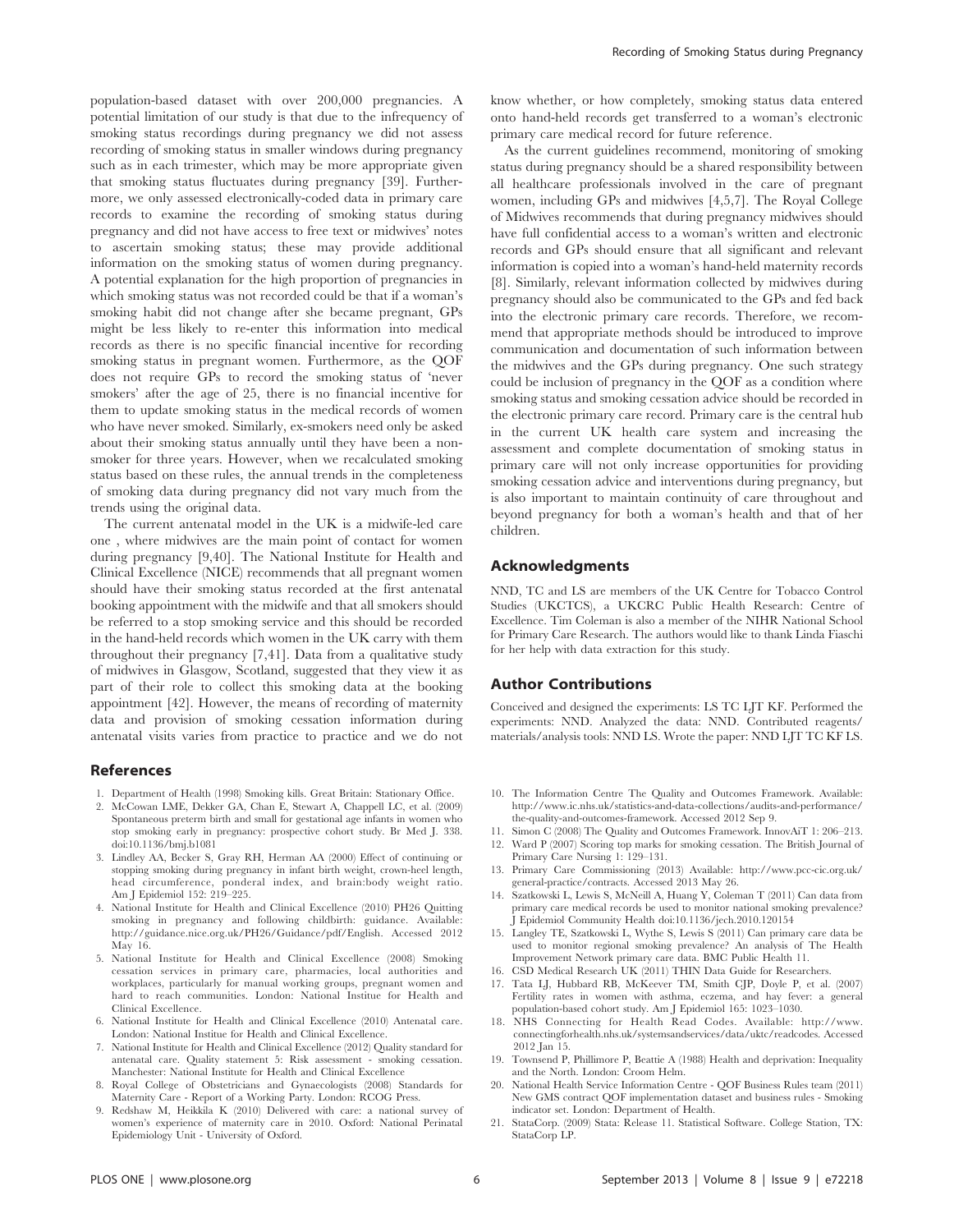population-based dataset with over 200,000 pregnancies. A potential limitation of our study is that due to the infrequency of smoking status recordings during pregnancy we did not assess recording of smoking status in smaller windows during pregnancy such as in each trimester, which may be more appropriate given that smoking status fluctuates during pregnancy [39]. Furthermore, we only assessed electronically-coded data in primary care records to examine the recording of smoking status during pregnancy and did not have access to free text or midwives' notes to ascertain smoking status; these may provide additional information on the smoking status of women during pregnancy. A potential explanation for the high proportion of pregnancies in which smoking status was not recorded could be that if a woman's smoking habit did not change after she became pregnant, GPs might be less likely to re-enter this information into medical records as there is no specific financial incentive for recording smoking status in pregnant women. Furthermore, as the QOF does not require GPs to record the smoking status of 'never smokers' after the age of 25, there is no financial incentive for them to update smoking status in the medical records of women who have never smoked. Similarly, ex-smokers need only be asked about their smoking status annually until they have been a non-smoker for three years. However, when we recalculated smoking status based on these rules, the annual trends in the completeness of smoking data during pregnancy did not vary much from the trends using the original data.

The current antenatal model in the UK is a midwife-led care one , where midwives are the main point of contact for women during pregnancy [9,40]. The National Institute for Health and Clinical Excellence (NICE) recommends that all pregnant women should have their smoking status recorded at the first antenatal booking appointment with the midwife and that all smokers should be referred to a stop smoking service and this should be recorded in the hand-held records which women in the UK carry with them throughout their pregnancy [7,41]. Data from a qualitative study of midwives in Glasgow, Scotland, suggested that they view it as part of their role to collect this smoking data at the booking appointment [42]. However, the means of recording of maternity data and provision of smoking cessation information during antenatal visits varies from practice to practice and we do not know whether, or how completely, smoking status data entered onto hand-held records get transferred to a woman's electronic primary care medical record for future reference.

As the current guidelines recommend, monitoring of smoking status during pregnancy should be a shared responsibility between all healthcare professionals involved in the care of pregnant women, including GPs and midwives [4,5,7]. The Royal College of Midwives recommends that during pregnancy midwives should have full confidential access to a woman's written and electronic records and GPs should ensure that all significant and relevant information is copied into a woman's hand-held maternity records [8]. Similarly, relevant information collected by midwives during pregnancy should also be communicated to the GPs and fed back into the electronic primary care records. Therefore, we recommend that appropriate methods should be introduced to improve communication and documentation of such information between the midwives and the GPs during pregnancy. One such strategy could be inclusion of pregnancy in the QOF as a condition where smoking status and smoking cessation advice should be recorded in the electronic primary care record. Primary care is the central hub in the current UK health care system and increasing the assessment and complete documentation of smoking status in primary care will not only increase opportunities for providing smoking cessation advice and interventions during pregnancy, but is also important to maintain continuity of care throughout and beyond pregnancy for both a woman's health and that of her children.

## Acknowledgments

NND, TC and LS are members of the UK Centre for Tobacco Control Studies (UKCTCS), a UKCRC Public Health Research: Centre of Excellence. Tim Coleman is also a member of the NIHR National School for Primary Care Research. The authors would like to thank Linda Fiaschi for her help with data extraction for this study.

## Author Contributions

Conceived and designed the experiments: LS TC LJT KF. Performed the experiments: NND. Analyzed the data: NND. Contributed reagents/materials/analysis tools: NND LS. Wrote the paper: NND LJT TC KF LS.

## References

1. Department of Health (1998) Smoking kills. Great Britain: Stationary Office.
2. McCowan LME, Dekker GA, Chan E, Stewart A, Chappell LC, et al. (2009) Spontaneous preterm birth and small for gestational age infants in women who stop smoking early in pregnancy: prospective cohort study. Br Med J. 338. doi:10.1136/bmj.b1081
3. Lindley AA, Becker S, Gray RH, Herman AA (2000) Effect of continuing or stopping smoking during pregnancy in infant birth weight, crown-heel length, head circumference, ponderal index, and brain:body weight ratio. Am J Epidemiol 152: 219–225.
4. National Institute for Health and Clinical Excellence (2010) PH26 Quitting smoking in pregnancy and following childbirth: guidance. Available: http://guidance.nice.org.uk/PH26/Guidance/pdf/English. Accessed 2012 May 16.
5. National Institute for Health and Clinical Excellence (2008) Smoking cessation services in primary care, pharmacies, local authorities and workplaces, particularly for manual working groups, pregnant women and hard to reach communities. London: National Institue for Health and Clinical Excellence.
6. National Institute for Health and Clinical Excellence (2010) Antenatal care. London: National Institue for Health and Clinical Excellence.
7. National Institute for Health and Clinical Excellence (2012) Quality standard for antenatal care. Quality statement 5: Risk assessment - smoking cessation. Manchester: National Institute for Health and Clinical Excellence
8. Royal College of Obstetricians and Gynaecologists (2008) Standards for Maternity Care - Report of a Working Party. London: RCOG Press.
9. Redshaw M, Heikkila K (2010) Delivered with care: a national survey of women's experience of maternity care in 2010. Oxford: National Perinatal Epidemiology Unit - University of Oxford.
10. The Information Centre The Quality and Outcomes Framework. Available: http://www.ic.nhs.uk/statistics-and-data-collections/audits-and-performance/the-quality-and-outcomes-framework. Accessed 2012 Sep 9.
11. Simon C (2008) The Quality and Outcomes Framework. InnovAiT 1: 206–213.
12. Ward P (2007) Scoring top marks for smoking cessation. The British Journal of Primary Care Nursing 1: 129–131.
13. Primary Care Commissioning (2013) Available: http://www.pcc-cic.org.uk/general-practice/contracts. Accessed 2013 May 26.
14. Szatkowski L, Lewis S, McNeill A, Huang Y, Coleman T (2011) Can data from primary care medical records be used to monitor national smoking prevalence? J Epidemiol Community Health doi:10.1136/jech.2010.120154
15. Langley TE, Szatkowski L, Wythe S, Lewis S (2011) Can primary care data be used to monitor regional smoking prevalence? An analysis of The Health Improvement Network primary care data. BMC Public Health 11.
16. CSD Medical Research UK (2011) THIN Data Guide for Researchers.
17. Tata LJ, Hubbard RB, McKeever TM, Smith CJP, Doyle P, et al. (2007) Fertility rates in women with asthma, eczema, and hay fever: a general population-based cohort study. Am J Epidemiol 165: 1023–1030.
18. NHS Connecting for Health Read Codes. Available: http://www.connectingforhealth.nhs.uk/systemsandservices/data/uktc/readcodes. Accessed 2012 Jan 15.
19. Townsend P, Phillimore P, Beattie A (1988) Health and deprivation: Inequality and the North. London: Croom Helm.
20. National Health Service Information Centre - QOF Business Rules team (2011) New GMS contract QOF implementation dataset and business rules - Smoking indicator set. London: Department of Health.
21. StataCorp. (2009) Stata: Release 11. Statistical Software. College Station, TX: StataCorp LP.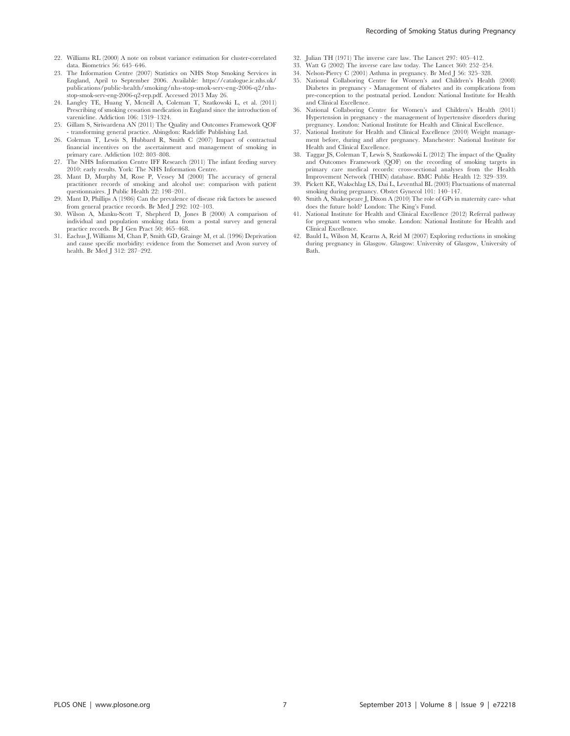22. Williams RL (2000) A note on robust variance estimation for cluster-correlated data. Biometrics 56: 645–646.
23. The Information Centre (2007) Statistics on NHS Stop Smoking Services in England, April to September 2006. Available: https://catalogue.ic.nhs.uk/publications/public-health/smoking/nhs-stop-smok-serv-eng-2006-q2/nhs-stop-smok-serv-eng-2006-q2-rep.pdf. Accessed 2013 May 26.
24. Langley TE, Huang Y, Mcneill A, Coleman T, Szatkowski L, et al. (2011) Prescribing of smoking cessation medication in England since the introduction of varenicline. Addiction 106: 1319–1324.
25. Gillam S, Siriwardena AN (2011) The Quality and Outcomes Framework QOF - transforming general practice. Abingdon: Radcliffe Publishing Ltd.
26. Coleman T, Lewis S, Hubbard R, Smith C (2007) Impact of contractual financial incentives on the ascertainment and management of smoking in primary care. Addiction 102: 803–808.
27. The NHS Information Centre IFF Research (2011) The infant feeding survey 2010: early results. York: The NHS Information Centre.
28. Mant D, Murphy M, Rose P, Vessey M (2000) The accuracy of general practitioner records of smoking and alcohol use: comparison with patient questionnaires. J Public Health 22: 198–201.
29. Mant D, Phillips A (1986) Can the prevalence of disease risk factors be assessed from general practice records. Br Med J 292: 102–103.
30. Wilson A, Manku-Scott T, Shepherd D, Jones B (2000) A comparison of individual and population smoking data from a postal survey and general practice records. Br J Gen Pract 50: 465–468.
31. Eachus J, Williams M, Chan P, Smith GD, Grainge M, et al. (1996) Deprivation and cause specific morbidity: evidence from the Somerset and Avon survey of health. Br Med J 312: 287–292.
32. Julian TH (1971) The inverse care law. The Lancet 297: 405–412.
33. Watt G (2002) The inverse care law today. The Lancet 360: 252–254.
34. Nelson-Piercy C (2001) Asthma in pregnancy. Br Med J 56: 325–328.
35. National Collaboring Centre for Women's and Children's Health (2008) Diabetes in pregnancy - Management of diabetes and its complications from pre-conception to the postnatal period. London: National Institute for Health and Clinical Excellence.
36. National Collaboring Centre for Women's and Children's Health (2011) Hypertension in pregnancy - the management of hypertensive disorders during pregnancy. London: National Institute for Health and Clinical Excellence.
37. National Institute for Health and Clinical Excellence (2010) Weight management before, during and after pregnancy. Manchester: National Institute for Health and Clinical Excellence.
38. Taggar JS, Coleman T, Lewis S, Szatkowski L (2012) The impact of the Quality and Outcomes Framework (QOF) on the recording of smoking targets in primary care medical records: cross-sectional analyses from the Health Improvement Network (THIN) database. BMC Public Health 12: 329–339.
39. Pickett KE, Wakschlag LS, Dai L, Leventhal BL (2003) Fluctuations of maternal smoking during pregnancy. Obstet Gynecol 101: 140–147.
40. Smith A, Shakespeare J, Dixon A (2010) The role of GPs in maternity care- what does the future hold? London: The King's Fund.
41. National Institute for Health and Clinical Excellence (2012) Referral pathway for pregnant women who smoke. London: National Institute for Health and Clinical Excellence.
42. Bauld L, Wilson M, Kearns A, Reid M (2007) Exploring reductions in smoking during pregnancy in Glasgow. Glasgow: University of Glasgow, University of Bath.